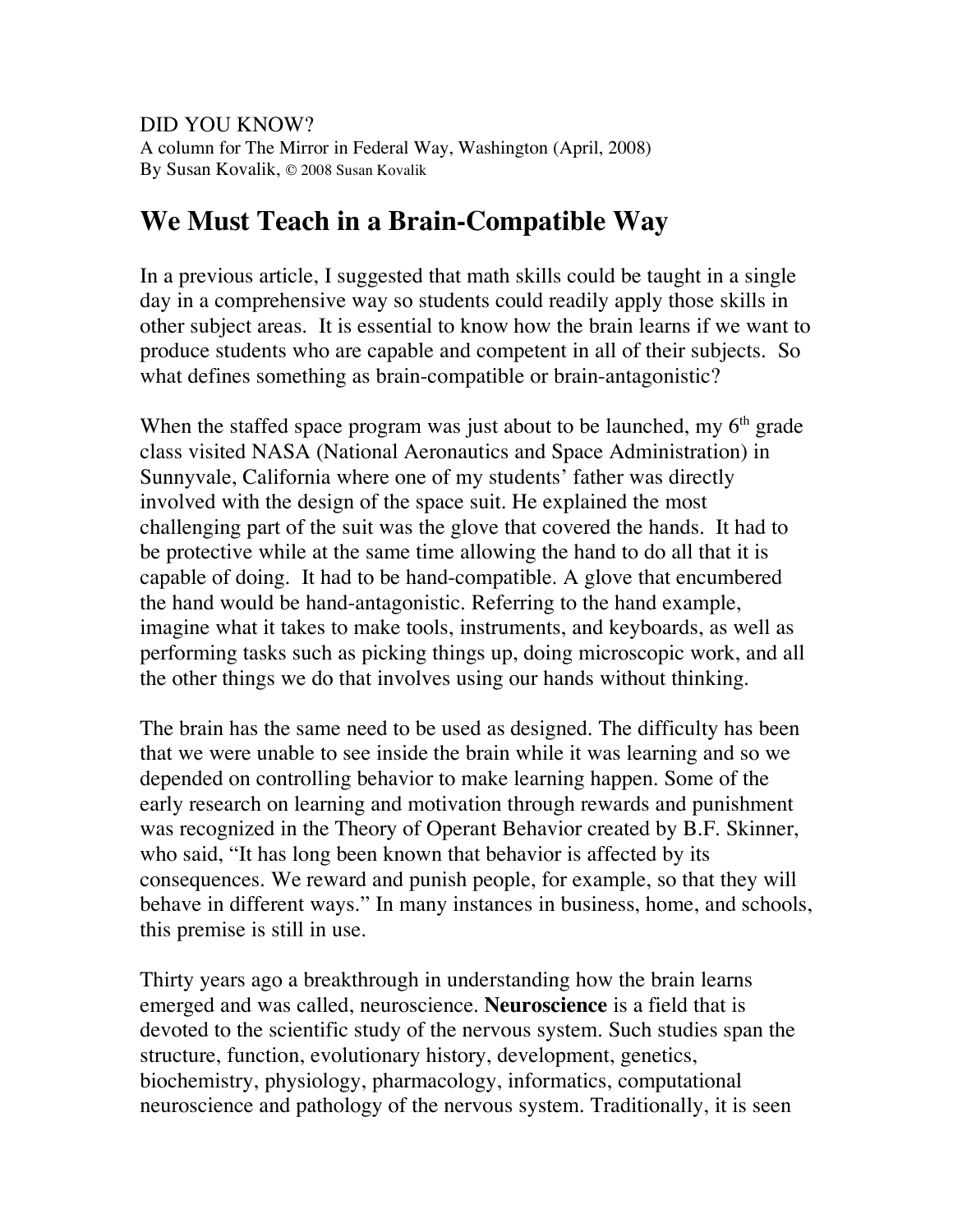DID YOU KNOW?
A column for The Mirror in Federal Way, Washington (April, 2008)
By Susan Kovalik, © 2008 Susan Kovalik

# We Must Teach in a Brain-Compatible Way

In a previous article, I suggested that math skills could be taught in a single day in a comprehensive way so students could readily apply those skills in other subject areas. It is essential to know how the brain learns if we want to produce students who are capable and competent in all of their subjects. So what defines something as brain-compatible or brain-antagonistic?

When the staffed space program was just about to be launched, my 6th grade class visited NASA (National Aeronautics and Space Administration) in Sunnyvale, California where one of my students' father was directly involved with the design of the space suit. He explained the most challenging part of the suit was the glove that covered the hands. It had to be protective while at the same time allowing the hand to do all that it is capable of doing. It had to be hand-compatible. A glove that encumbered the hand would be hand-antagonistic. Referring to the hand example, imagine what it takes to make tools, instruments, and keyboards, as well as performing tasks such as picking things up, doing microscopic work, and all the other things we do that involves using our hands without thinking.

The brain has the same need to be used as designed. The difficulty has been that we were unable to see inside the brain while it was learning and so we depended on controlling behavior to make learning happen. Some of the early research on learning and motivation through rewards and punishment was recognized in the Theory of Operant Behavior created by B.F. Skinner, who said, "It has long been known that behavior is affected by its consequences. We reward and punish people, for example, so that they will behave in different ways." In many instances in business, home, and schools, this premise is still in use.

Thirty years ago a breakthrough in understanding how the brain learns emerged and was called, neuroscience. **Neuroscience** is a field that is devoted to the scientific study of the nervous system. Such studies span the structure, function, evolutionary history, development, genetics, biochemistry, physiology, pharmacology, informatics, computational neuroscience and pathology of the nervous system. Traditionally, it is seen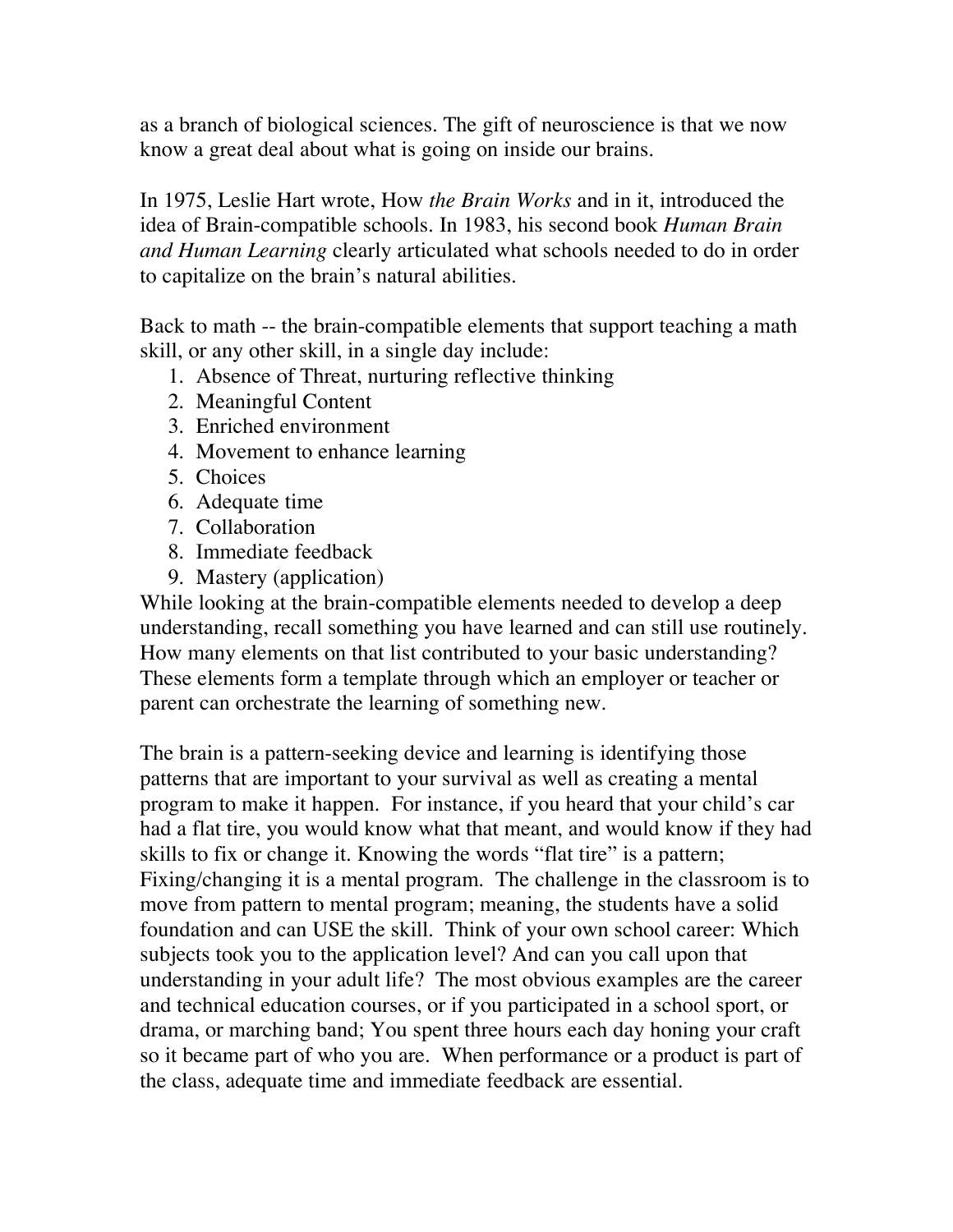as a branch of biological sciences. The gift of neuroscience is that we now know a great deal about what is going on inside our brains.

In 1975, Leslie Hart wrote, How *the Brain Works* and in it, introduced the idea of Brain-compatible schools. In 1983, his second book *Human Brain and Human Learning* clearly articulated what schools needed to do in order to capitalize on the brain's natural abilities.

Back to math -- the brain-compatible elements that support teaching a math skill, or any other skill, in a single day include:

1. Absence of Threat, nurturing reflective thinking
2. Meaningful Content
3. Enriched environment
4. Movement to enhance learning
5. Choices
6. Adequate time
7. Collaboration
8. Immediate feedback
9. Mastery (application)

While looking at the brain-compatible elements needed to develop a deep understanding, recall something you have learned and can still use routinely. How many elements on that list contributed to your basic understanding? These elements form a template through which an employer or teacher or parent can orchestrate the learning of something new.

The brain is a pattern-seeking device and learning is identifying those patterns that are important to your survival as well as creating a mental program to make it happen. For instance, if you heard that your child's car had a flat tire, you would know what that meant, and would know if they had skills to fix or change it. Knowing the words "flat tire" is a pattern; Fixing/changing it is a mental program. The challenge in the classroom is to move from pattern to mental program; meaning, the students have a solid foundation and can USE the skill. Think of your own school career: Which subjects took you to the application level? And can you call upon that understanding in your adult life? The most obvious examples are the career and technical education courses, or if you participated in a school sport, or drama, or marching band; You spent three hours each day honing your craft so it became part of who you are. When performance or a product is part of the class, adequate time and immediate feedback are essential.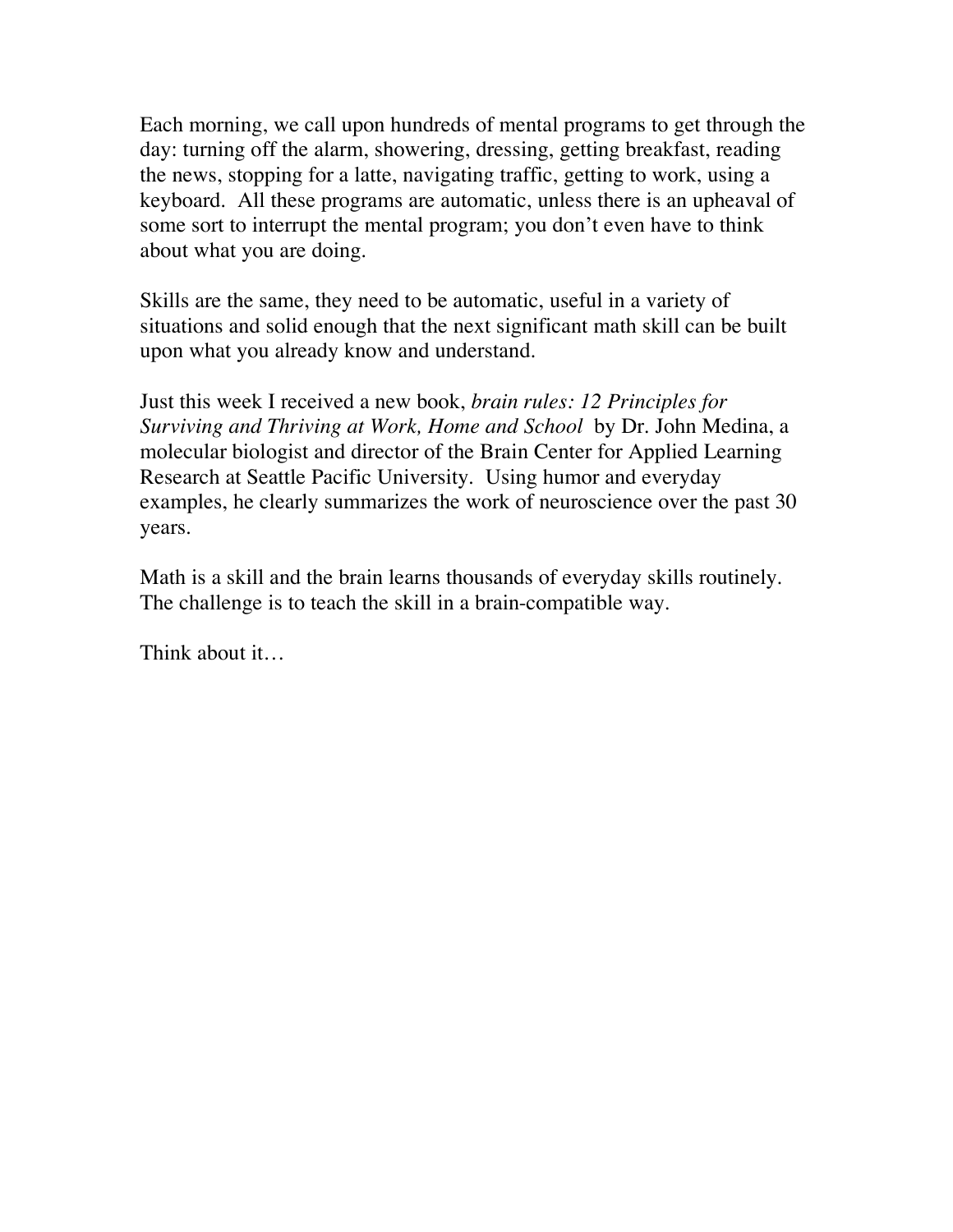Each morning, we call upon hundreds of mental programs to get through the day: turning off the alarm, showering, dressing, getting breakfast, reading the news, stopping for a latte, navigating traffic, getting to work, using a keyboard. All these programs are automatic, unless there is an upheaval of some sort to interrupt the mental program; you don't even have to think about what you are doing.

Skills are the same, they need to be automatic, useful in a variety of situations and solid enough that the next significant math skill can be built upon what you already know and understand.

Just this week I received a new book, *brain rules: 12 Principles for Surviving and Thriving at Work, Home and School* by Dr. John Medina, a molecular biologist and director of the Brain Center for Applied Learning Research at Seattle Pacific University. Using humor and everyday examples, he clearly summarizes the work of neuroscience over the past 30 years.

Math is a skill and the brain learns thousands of everyday skills routinely. The challenge is to teach the skill in a brain-compatible way.

Think about it…